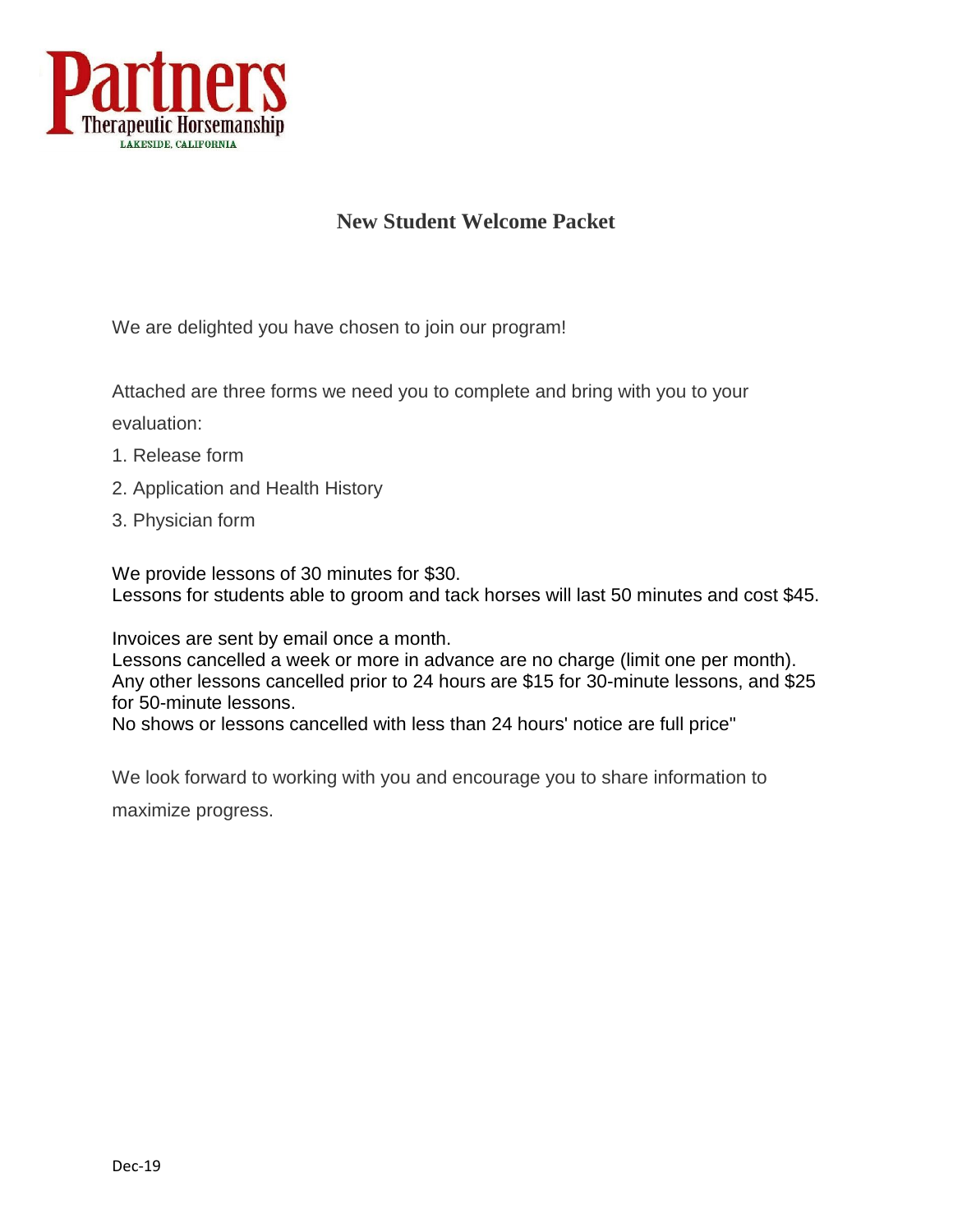# Partners Therapeutic Horsemanship

LAKESIDE, CALIFORNIA

## New Student Welcome Packet

We are delighted you have chosen to join our program!

Attached are three forms we need you to complete and bring with you to your evaluation:

1. Release form
2. Application and Health History
3. Physician form

We provide lessons of 30 minutes for $30.
Lessons for students able to groom and tack horses will last 50 minutes and cost $45.

Invoices are sent by email once a month.
Lessons cancelled a week or more in advance are no charge (limit one per month).
Any other lessons cancelled prior to 24 hours are $15 for 30-minute lessons, and $25 for 50-minute lessons.
No shows or lessons cancelled with less than 24 hours' notice are full price"

We look forward to working with you and encourage you to share information to maximize progress.

Dec-19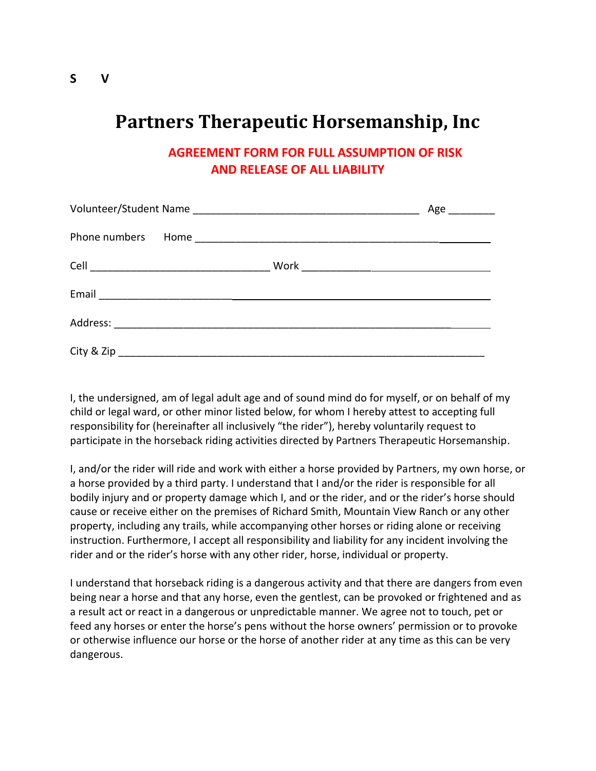**S V**

# Partners Therapeutic Horsemanship, Inc

## AGREEMENT FORM FOR FULL ASSUMPTION OF RISK AND RELEASE OF ALL LIABILITY

Volunteer/Student Name ______________________________________ Age ________

Phone numbers Home ______________________________________________________

Cell ______________________________ Work ________________________________

Email _____________________________________________________________________

Address: ___________________________________________________________________

City & Zip _________________________________________________________________

I, the undersigned, am of legal adult age and of sound mind do for myself, or on behalf of my child or legal ward, or other minor listed below, for whom I hereby attest to accepting full responsibility for (hereinafter all inclusively "the rider"), hereby voluntarily request to participate in the horseback riding activities directed by Partners Therapeutic Horsemanship.

I, and/or the rider will ride and work with either a horse provided by Partners, my own horse, or a horse provided by a third party. I understand that I and/or the rider is responsible for all bodily injury and or property damage which I, and or the rider, and or the rider's horse should cause or receive either on the premises of Richard Smith, Mountain View Ranch or any other property, including any trails, while accompanying other horses or riding alone or receiving instruction. Furthermore, I accept all responsibility and liability for any incident involving the rider and or the rider's horse with any other rider, horse, individual or property.

I understand that horseback riding is a dangerous activity and that there are dangers from even being near a horse and that any horse, even the gentlest, can be provoked or frightened and as a result act or react in a dangerous or unpredictable manner. We agree not to touch, pet or feed any horses or enter the horse's pens without the horse owners' permission or to provoke or otherwise influence our horse or the horse of another rider at any time as this can be very dangerous.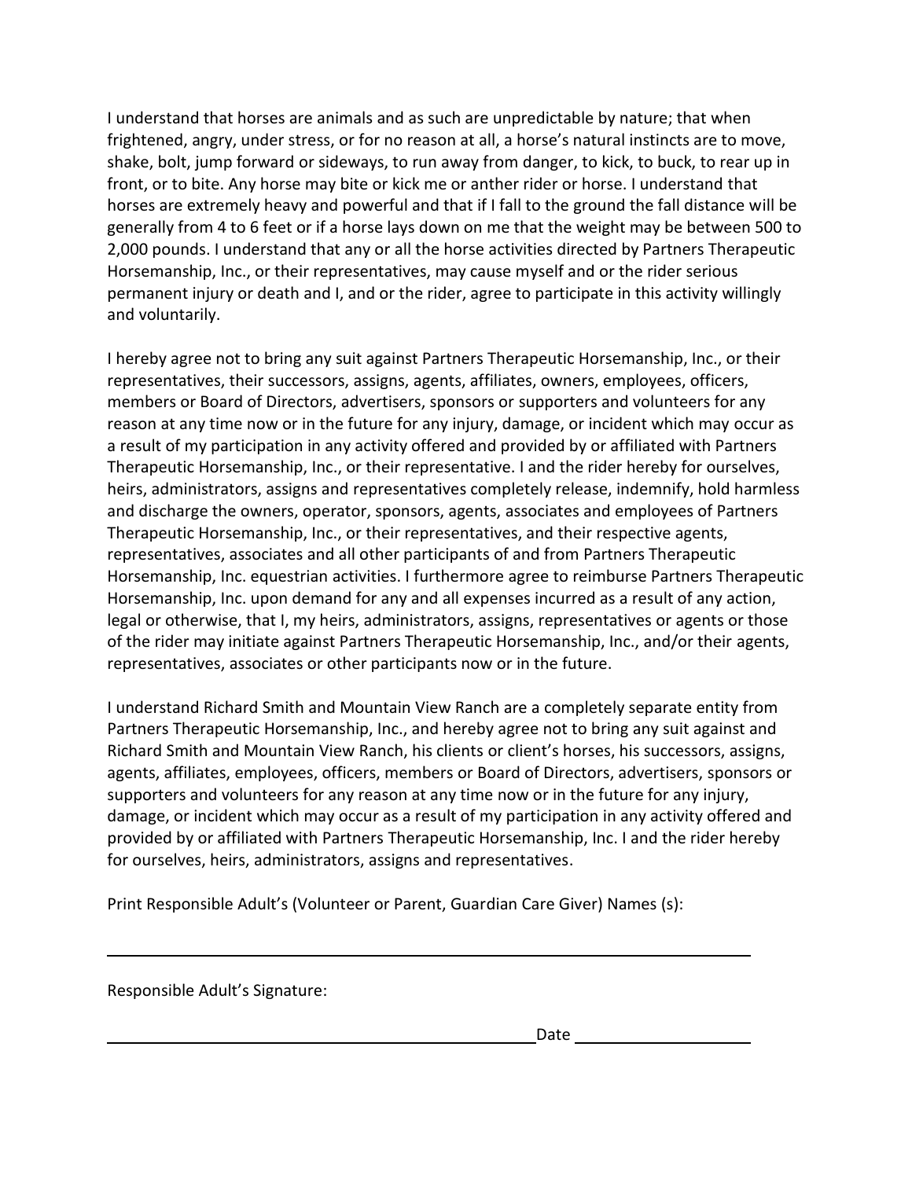I understand that horses are animals and as such are unpredictable by nature; that when frightened, angry, under stress, or for no reason at all, a horse's natural instincts are to move, shake, bolt, jump forward or sideways, to run away from danger, to kick, to buck, to rear up in front, or to bite. Any horse may bite or kick me or anther rider or horse. I understand that horses are extremely heavy and powerful and that if I fall to the ground the fall distance will be generally from 4 to 6 feet or if a horse lays down on me that the weight may be between 500 to 2,000 pounds. I understand that any or all the horse activities directed by Partners Therapeutic Horsemanship, Inc., or their representatives, may cause myself and or the rider serious permanent injury or death and I, and or the rider, agree to participate in this activity willingly and voluntarily.

I hereby agree not to bring any suit against Partners Therapeutic Horsemanship, Inc., or their representatives, their successors, assigns, agents, affiliates, owners, employees, officers, members or Board of Directors, advertisers, sponsors or supporters and volunteers for any reason at any time now or in the future for any injury, damage, or incident which may occur as a result of my participation in any activity offered and provided by or affiliated with Partners Therapeutic Horsemanship, Inc., or their representative. I and the rider hereby for ourselves, heirs, administrators, assigns and representatives completely release, indemnify, hold harmless and discharge the owners, operator, sponsors, agents, associates and employees of Partners Therapeutic Horsemanship, Inc., or their representatives, and their respective agents, representatives, associates and all other participants of and from Partners Therapeutic Horsemanship, Inc. equestrian activities. I furthermore agree to reimburse Partners Therapeutic Horsemanship, Inc. upon demand for any and all expenses incurred as a result of any action, legal or otherwise, that I, my heirs, administrators, assigns, representatives or agents or those of the rider may initiate against Partners Therapeutic Horsemanship, Inc., and/or their agents, representatives, associates or other participants now or in the future.

I understand Richard Smith and Mountain View Ranch are a completely separate entity from Partners Therapeutic Horsemanship, Inc., and hereby agree not to bring any suit against and Richard Smith and Mountain View Ranch, his clients or client's horses, his successors, assigns, agents, affiliates, employees, officers, members or Board of Directors, advertisers, sponsors or supporters and volunteers for any reason at any time now or in the future for any injury, damage, or incident which may occur as a result of my participation in any activity offered and provided by or affiliated with Partners Therapeutic Horsemanship, Inc. I and the rider hereby for ourselves, heirs, administrators, assigns and representatives.

Print Responsible Adult's (Volunteer or Parent, Guardian Care Giver) Names (s):

______________________________________________________________

Responsible Adult's Signature:

________________________________________ Date ________________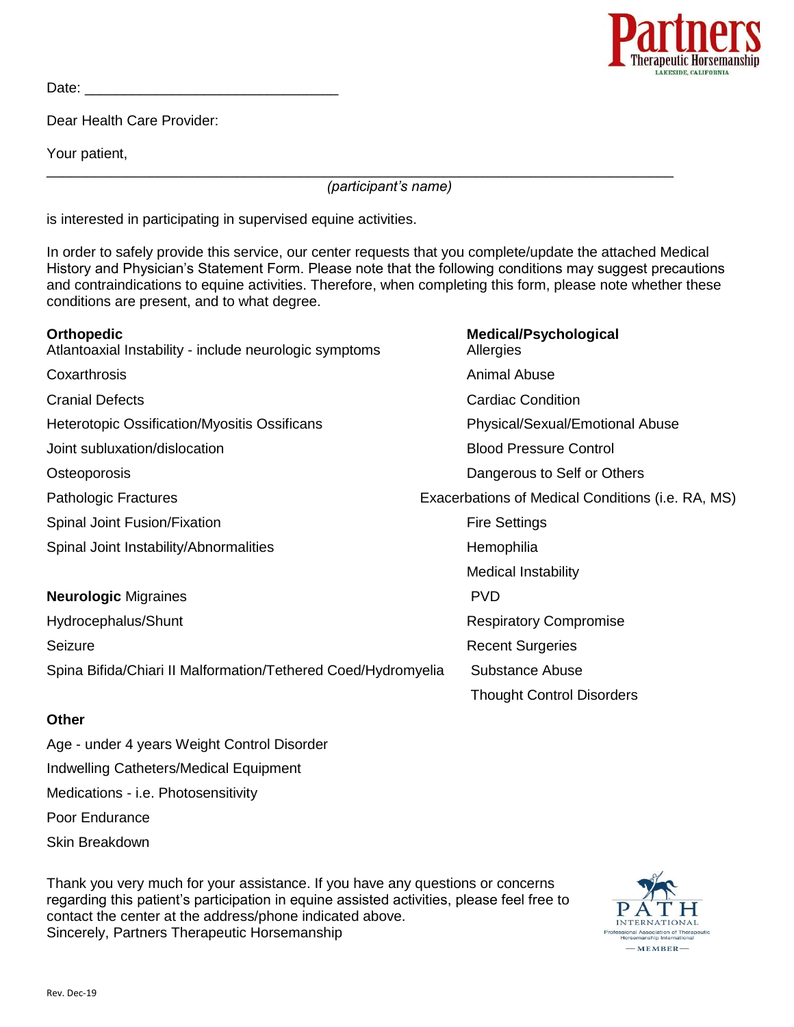Partners Therapeutic Horsemanship
LAKESIDE, CALIFORNIA

Date: ______________________________

Dear Health Care Provider:

Your patient,

_______________________________________________________________________

*(participant's name)*

is interested in participating in supervised equine activities.

In order to safely provide this service, our center requests that you complete/update the attached Medical History and Physician's Statement Form. Please note that the following conditions may suggest precautions and contraindications to equine activities. Therefore, when completing this form, please note whether these conditions are present, and to what degree.

**Orthopedic**

Atlantoaxial Instability - include neurologic symptoms

Coxarthrosis

Cranial Defects

Heterotopic Ossification/Myositis Ossificans

Joint subluxation/dislocation

Osteoporosis

Pathologic Fractures

Spinal Joint Fusion/Fixation

Spinal Joint Instability/Abnormalities

**Neurologic** Migraines

Hydrocephalus/Shunt

Seizure

Spina Bifida/Chiari II Malformation/Tethered Coed/Hydromyelia

**Medical/Psychological**

Allergies

Animal Abuse

Cardiac Condition

Physical/Sexual/Emotional Abuse

Blood Pressure Control

Dangerous to Self or Others

Exacerbations of Medical Conditions (i.e. RA, MS)

Fire Settings

Hemophilia

Medical Instability

PVD

Respiratory Compromise

Recent Surgeries

Substance Abuse

Thought Control Disorders

**Other**

Age - under 4 years Weight Control Disorder

Indwelling Catheters/Medical Equipment

Medications - i.e. Photosensitivity

Poor Endurance

Skin Breakdown

Thank you very much for your assistance. If you have any questions or concerns regarding this patient's participation in equine assisted activities, please feel free to contact the center at the address/phone indicated above.
Sincerely, Partners Therapeutic Horsemanship

PATH INTERNATIONAL
Professional Association of Therapeutic Horsemanship International
— MEMBER —

Rev. Dec-19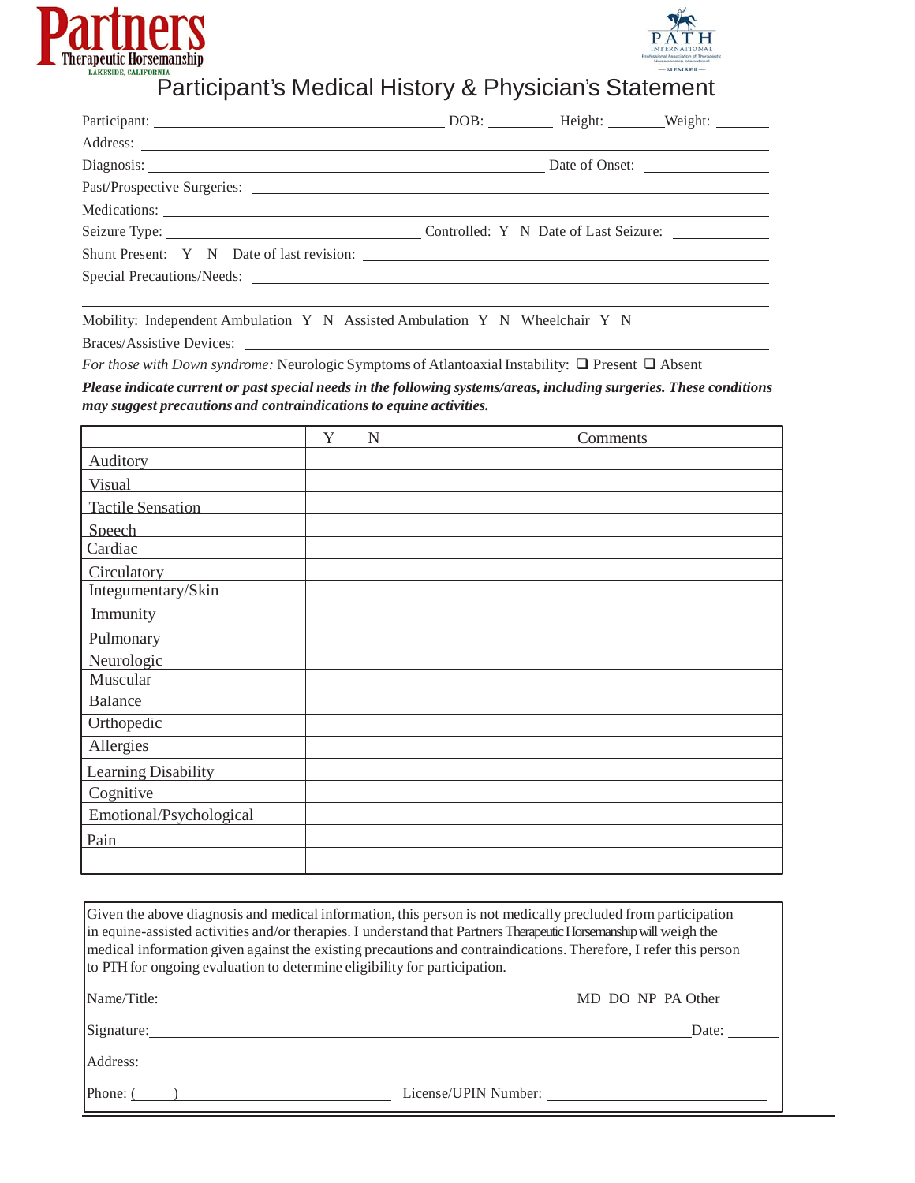Partners Therapeutic Horsemanship
LAKESIDE, CALIFORNIA

PATH INTERNATIONAL
Professional Association of Therapeutic Horsemanship International
— MEMBER —

# Participant's Medical History & Physician's Statement

Participant: ______________________ DOB: ________ Height: _______ Weight: _______

Address: ______________________

Diagnosis: ______________________ Date of Onset: ______________

Past/Prospective Surgeries: ______________________

Medications: ______________________

Seizure Type: ______________ Controlled: Y N Date of Last Seizure: ____________

Shunt Present: Y N Date of last revision: ______________________

Special Precautions/Needs: ______________________

______________________

Mobility: Independent Ambulation Y N Assisted Ambulation Y N Wheelchair Y N

Braces/Assistive Devices: ______________________

*For those with Down syndrome:* Neurologic Symptoms of Atlantoaxial Instability: ❑ Present ❑ Absent

***Please indicate current or past special needs in the following systems/areas, including surgeries. These conditions may suggest precautions and contraindications to equine activities.***

| | Y | N | Comments |
|---|---|---|---|
| Auditory | | | |
| Visual | | | |
| Tactile Sensation | | | |
| Speech | | | |
| Cardiac | | | |
| Circulatory | | | |
| Integumentary/Skin | | | |
| Immunity | | | |
| Pulmonary | | | |
| Neurologic | | | |
| Muscular | | | |
| Balance | | | |
| Orthopedic | | | |
| Allergies | | | |
| Learning Disability | | | |
| Cognitive | | | |
| Emotional/Psychological | | | |
| Pain | | | |
| | | | |

Given the above diagnosis and medical information, this person is not medically precluded from participation in equine-assisted activities and/or therapies. I understand that Partners Therapeutic Horsemanship will weigh the medical information given against the existing precautions and contraindications. Therefore, I refer this person to PTH for ongoing evaluation to determine eligibility for participation.

Name/Title: ______________________ MD DO NP PA Other

Signature: ______________________ Date: _______

Address: ______________________

Phone: ( ) ______________ License/UPIN Number: ______________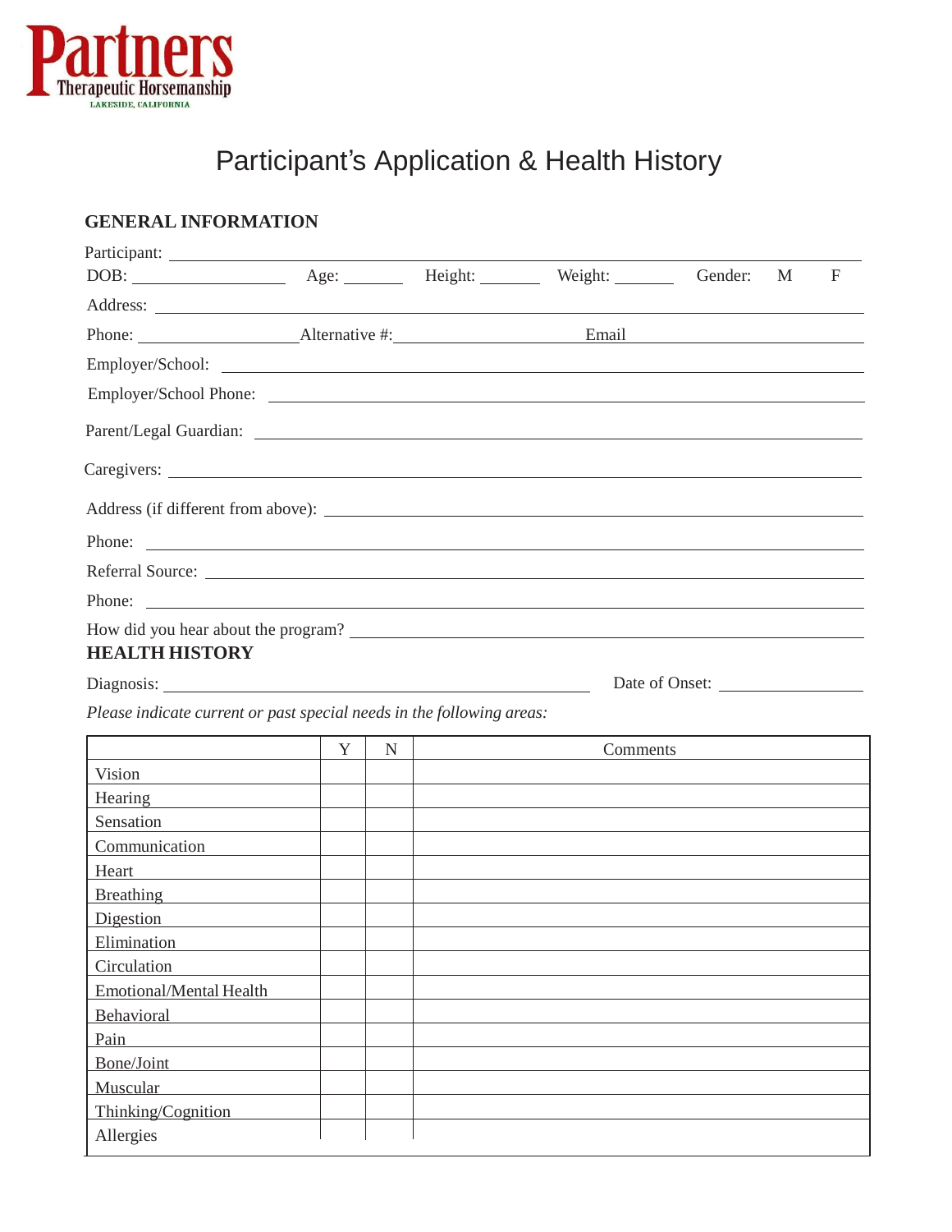**Partners** Therapeutic Horsemanship
LAKESIDE, CALIFORNIA

# Participant's Application & Health History

## GENERAL INFORMATION

Participant: ______________________________________________

DOB: ______________ Age: ________ Height: ________ Weight: ________ Gender: M F

Address: ______________________________________________

Phone: ______________ Alternative #: ______________ Email ______________

Employer/School: ______________________________________________

Employer/School Phone: ______________________________________________

Parent/Legal Guardian: ______________________________________________

Caregivers: ______________________________________________

Address (if different from above): ______________________________________________

Phone: ______________________________________________

Referral Source: ______________________________________________

Phone: ______________________________________________

How did you hear about the program? ______________________________________________

## HEALTH HISTORY

Diagnosis: ______________________________ Date of Onset: ______________

*Please indicate current or past special needs in the following areas:*

| | Y | N | Comments |
|---|---|---|---|
| Vision | | | |
| Hearing | | | |
| Sensation | | | |
| Communication | | | |
| Heart | | | |
| Breathing | | | |
| Digestion | | | |
| Elimination | | | |
| Circulation | | | |
| Emotional/Mental Health | | | |
| Behavioral | | | |
| Pain | | | |
| Bone/Joint | | | |
| Muscular | | | |
| Thinking/Cognition | | | |
| Allergies | | | |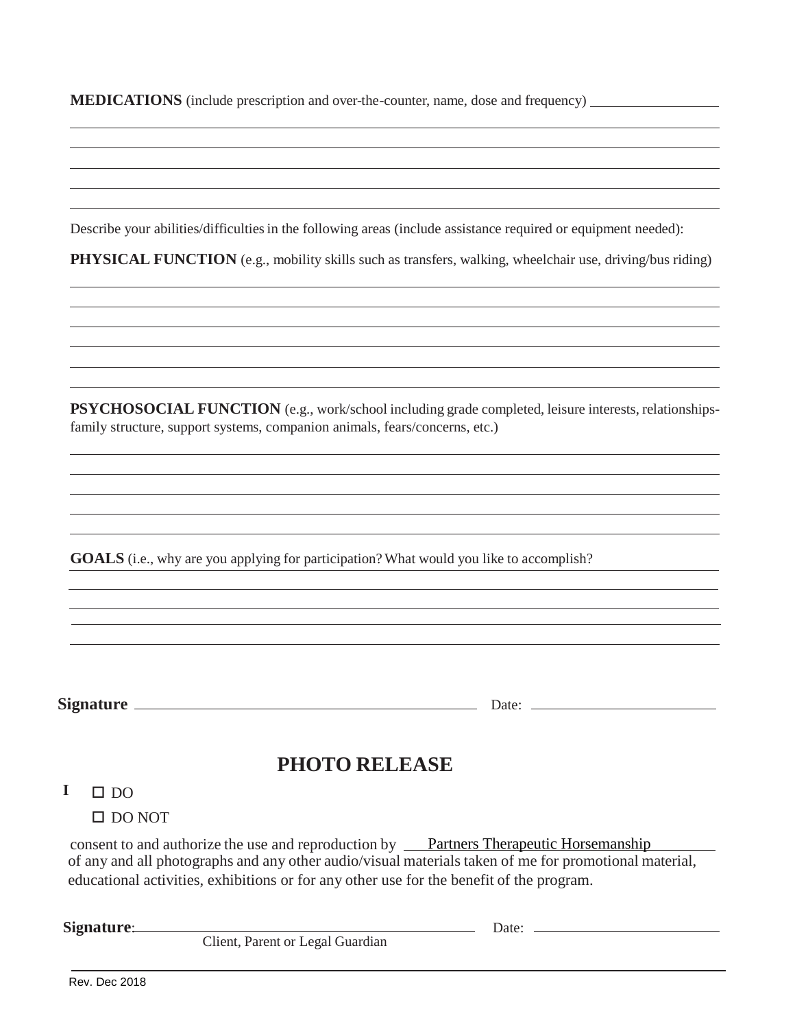**MEDICATIONS** (include prescription and over-the-counter, name, dose and frequency) ____________________

______________________________________________________________________________

______________________________________________________________________________

______________________________________________________________________________

______________________________________________________________________________

______________________________________________________________________________

Describe your abilities/difficulties in the following areas (include assistance required or equipment needed):

**PHYSICAL FUNCTION** (e.g., mobility skills such as transfers, walking, wheelchair use, driving/bus riding)

______________________________________________________________________________

______________________________________________________________________________

______________________________________________________________________________

______________________________________________________________________________

______________________________________________________________________________

______________________________________________________________________________

**PSYCHOSOCIAL FUNCTION** (e.g., work/school including grade completed, leisure interests, relationships-family structure, support systems, companion animals, fears/concerns, etc.)

______________________________________________________________________________

______________________________________________________________________________

______________________________________________________________________________

______________________________________________________________________________

______________________________________________________________________________

**GOALS** (i.e., why are you applying for participation? What would you like to accomplish?

______________________________________________________________________________

______________________________________________________________________________

______________________________________________________________________________

______________________________________________________________________________

**Signature** ______________________________________ Date: ____________________

## PHOTO RELEASE

**I** ☐ DO

☐ DO NOT

consent to and authorize the use and reproduction by Partners Therapeutic Horsemanship of any and all photographs and any other audio/visual materials taken of me for promotional material, educational activities, exhibitions or for any other use for the benefit of the program.

**Signature**: ______________________________________ Date: ____________________

Client, Parent or Legal Guardian

Rev. Dec 2018